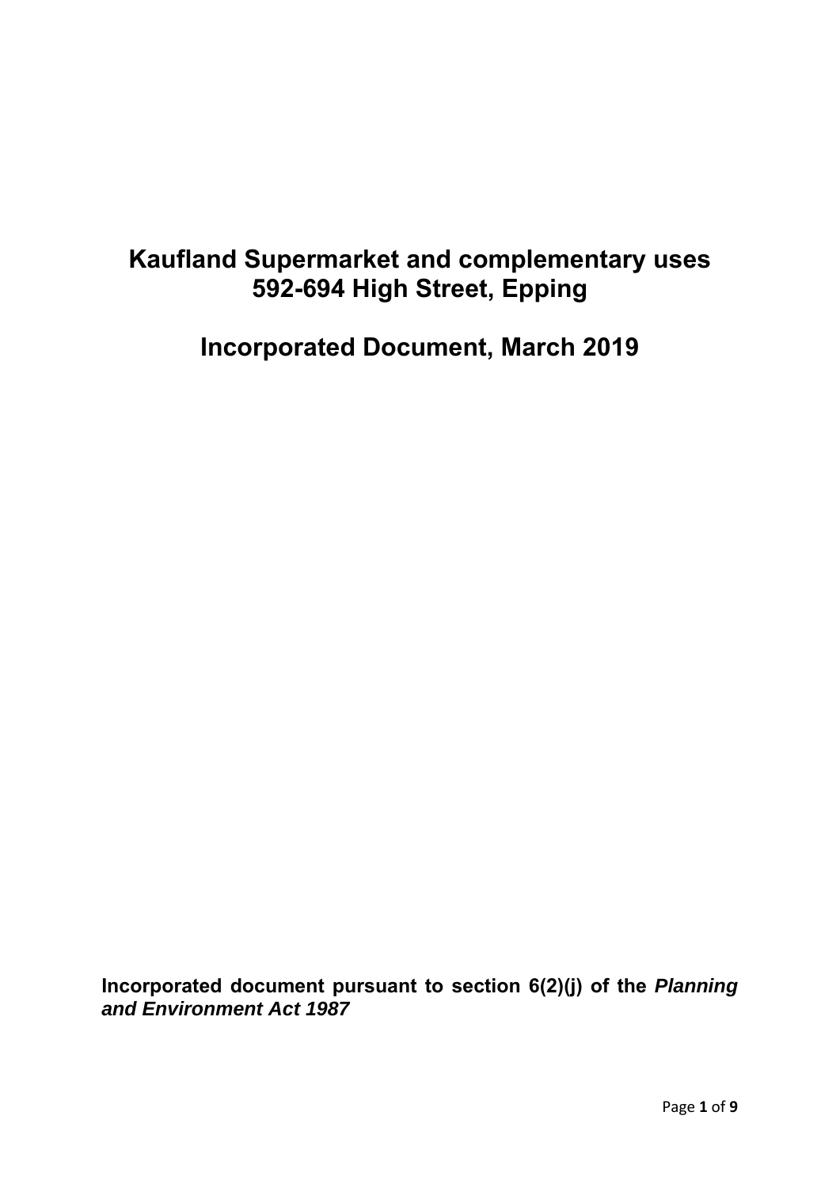# Kaufland Supermarket and complementary uses
# 592-694 High Street, Epping

# Incorporated Document, March 2019

**Incorporated document pursuant to section 6(2)(j) of the *Planning and Environment Act 1987***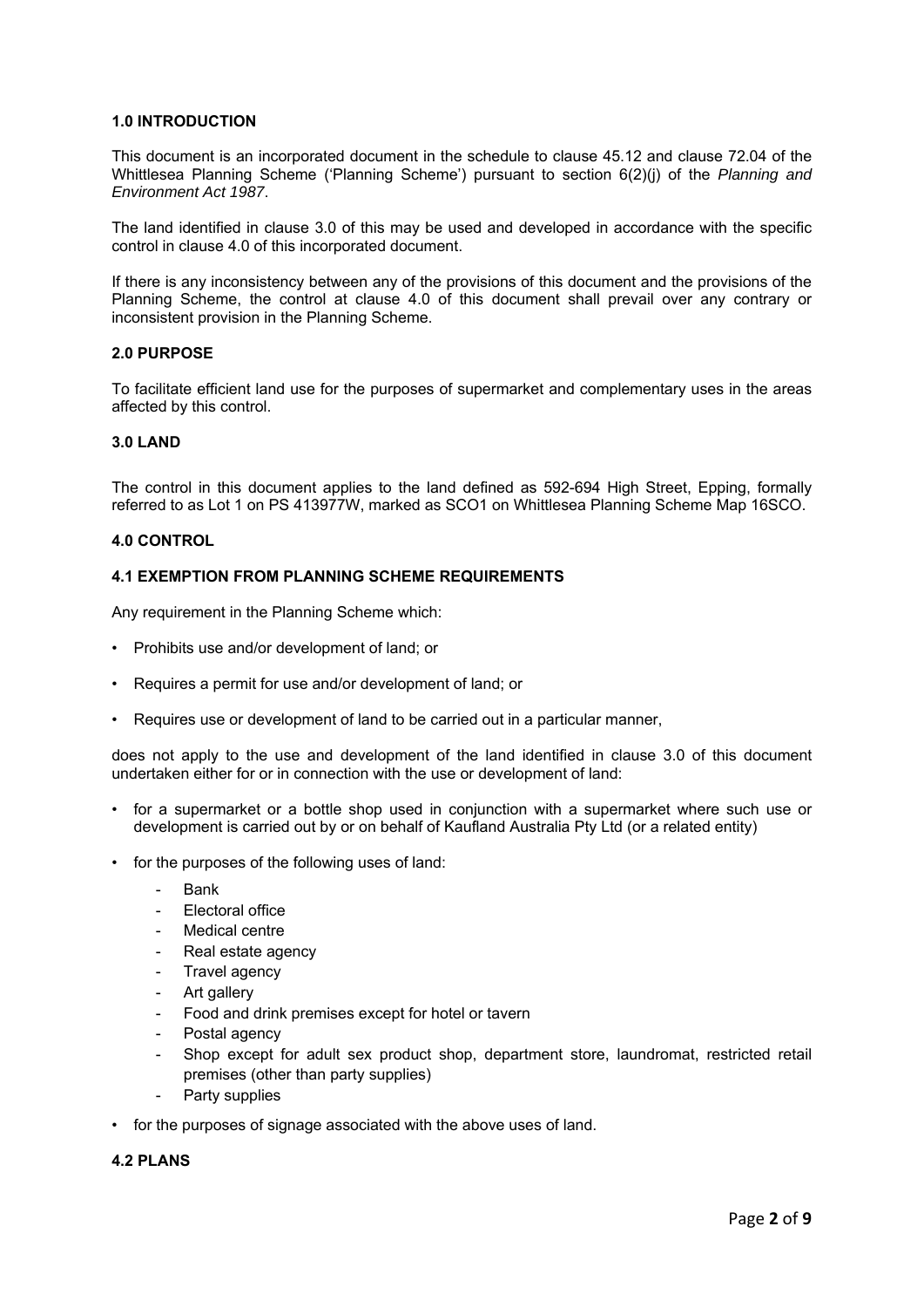## 1.0 INTRODUCTION

This document is an incorporated document in the schedule to clause 45.12 and clause 72.04 of the Whittlesea Planning Scheme ('Planning Scheme') pursuant to section 6(2)(j) of the *Planning and Environment Act 1987*.

The land identified in clause 3.0 of this may be used and developed in accordance with the specific control in clause 4.0 of this incorporated document.

If there is any inconsistency between any of the provisions of this document and the provisions of the Planning Scheme, the control at clause 4.0 of this document shall prevail over any contrary or inconsistent provision in the Planning Scheme.

## 2.0 PURPOSE

To facilitate efficient land use for the purposes of supermarket and complementary uses in the areas affected by this control.

## 3.0 LAND

The control in this document applies to the land defined as 592-694 High Street, Epping, formally referred to as Lot 1 on PS 413977W, marked as SCO1 on Whittlesea Planning Scheme Map 16SCO.

## 4.0 CONTROL

### 4.1 EXEMPTION FROM PLANNING SCHEME REQUIREMENTS

Any requirement in the Planning Scheme which:

- Prohibits use and/or development of land; or
- Requires a permit for use and/or development of land; or
- Requires use or development of land to be carried out in a particular manner,

does not apply to the use and development of the land identified in clause 3.0 of this document undertaken either for or in connection with the use or development of land:

- for a supermarket or a bottle shop used in conjunction with a supermarket where such use or development is carried out by or on behalf of Kaufland Australia Pty Ltd (or a related entity)
- for the purposes of the following uses of land:
  - Bank
  - Electoral office
  - Medical centre
  - Real estate agency
  - Travel agency
  - Art gallery
  - Food and drink premises except for hotel or tavern
  - Postal agency
  - Shop except for adult sex product shop, department store, laundromat, restricted retail premises (other than party supplies)
  - Party supplies
- for the purposes of signage associated with the above uses of land.

### 4.2 PLANS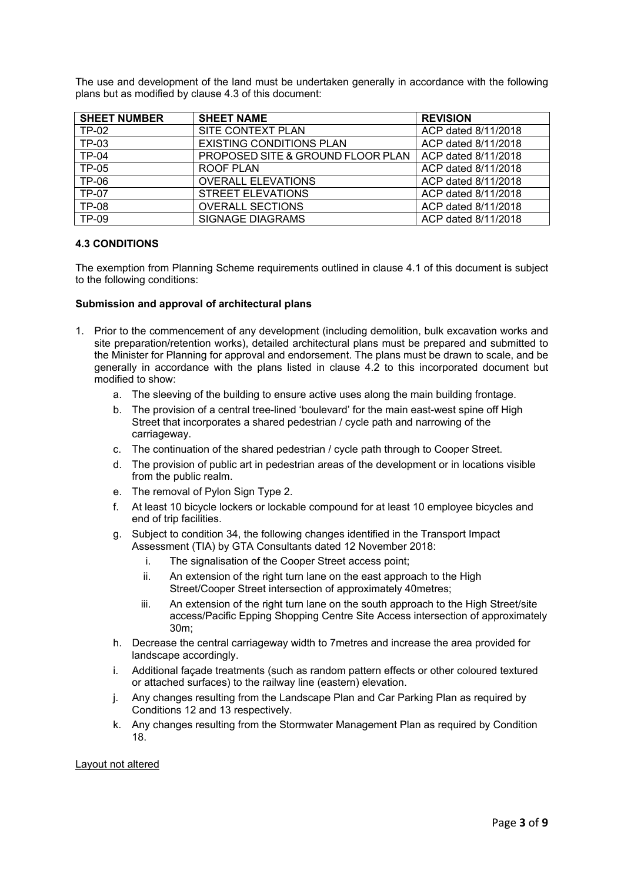The use and development of the land must be undertaken generally in accordance with the following plans but as modified by clause 4.3 of this document:

| SHEET NUMBER | SHEET NAME | REVISION |
|---|---|---|
| TP-02 | SITE CONTEXT PLAN | ACP dated 8/11/2018 |
| TP-03 | EXISTING CONDITIONS PLAN | ACP dated 8/11/2018 |
| TP-04 | PROPOSED SITE & GROUND FLOOR PLAN | ACP dated 8/11/2018 |
| TP-05 | ROOF PLAN | ACP dated 8/11/2018 |
| TP-06 | OVERALL ELEVATIONS | ACP dated 8/11/2018 |
| TP-07 | STREET ELEVATIONS | ACP dated 8/11/2018 |
| TP-08 | OVERALL SECTIONS | ACP dated 8/11/2018 |
| TP-09 | SIGNAGE DIAGRAMS | ACP dated 8/11/2018 |

### 4.3 CONDITIONS

The exemption from Planning Scheme requirements outlined in clause 4.1 of this document is subject to the following conditions:

**Submission and approval of architectural plans**

1. Prior to the commencement of any development (including demolition, bulk excavation works and site preparation/retention works), detailed architectural plans must be prepared and submitted to the Minister for Planning for approval and endorsement. The plans must be drawn to scale, and be generally in accordance with the plans listed in clause 4.2 to this incorporated document but modified to show:
   a. The sleeving of the building to ensure active uses along the main building frontage.
   b. The provision of a central tree-lined 'boulevard' for the main east-west spine off High Street that incorporates a shared pedestrian / cycle path and narrowing of the carriageway.
   c. The continuation of the shared pedestrian / cycle path through to Cooper Street.
   d. The provision of public art in pedestrian areas of the development or in locations visible from the public realm.
   e. The removal of Pylon Sign Type 2.
   f. At least 10 bicycle lockers or lockable compound for at least 10 employee bicycles and end of trip facilities.
   g. Subject to condition 34, the following changes identified in the Transport Impact Assessment (TIA) by GTA Consultants dated 12 November 2018:
      i. The signalisation of the Cooper Street access point;
      ii. An extension of the right turn lane on the east approach to the High Street/Cooper Street intersection of approximately 40metres;
      iii. An extension of the right turn lane on the south approach to the High Street/site access/Pacific Epping Shopping Centre Site Access intersection of approximately 30m;
   h. Decrease the central carriageway width to 7metres and increase the area provided for landscape accordingly.
   i. Additional façade treatments (such as random pattern effects or other coloured textured or attached surfaces) to the railway line (eastern) elevation.
   j. Any changes resulting from the Landscape Plan and Car Parking Plan as required by Conditions 12 and 13 respectively.
   k. Any changes resulting from the Stormwater Management Plan as required by Condition 18.

Layout not altered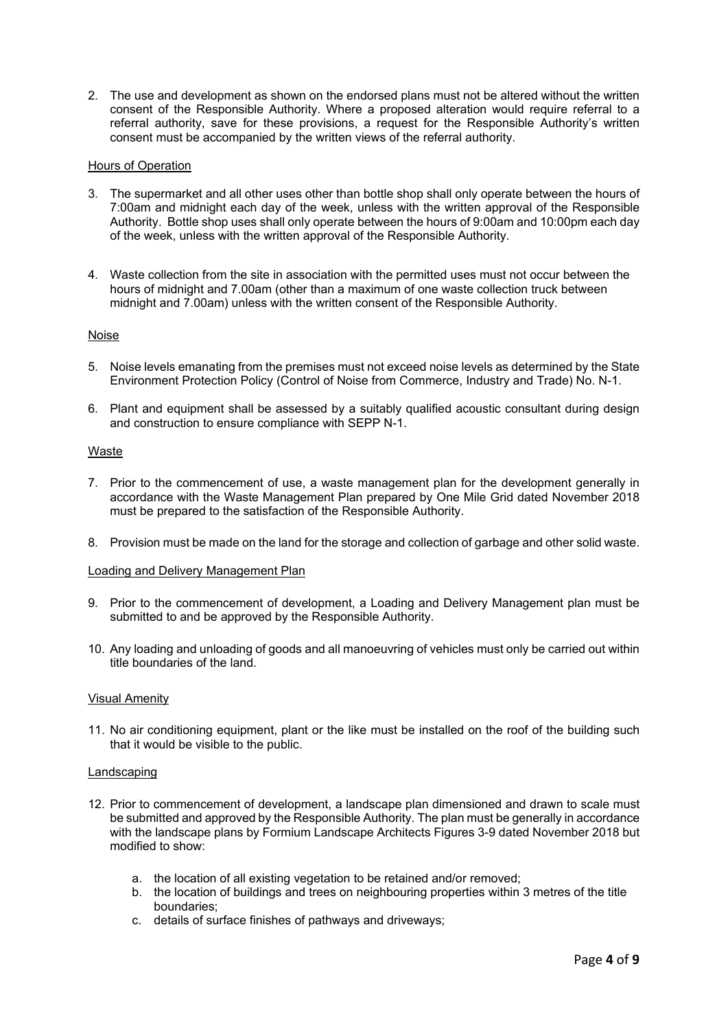2. The use and development as shown on the endorsed plans must not be altered without the written consent of the Responsible Authority. Where a proposed alteration would require referral to a referral authority, save for these provisions, a request for the Responsible Authority's written consent must be accompanied by the written views of the referral authority.

Hours of Operation

3. The supermarket and all other uses other than bottle shop shall only operate between the hours of 7:00am and midnight each day of the week, unless with the written approval of the Responsible Authority. Bottle shop uses shall only operate between the hours of 9:00am and 10:00pm each day of the week, unless with the written approval of the Responsible Authority.

4. Waste collection from the site in association with the permitted uses must not occur between the hours of midnight and 7.00am (other than a maximum of one waste collection truck between midnight and 7.00am) unless with the written consent of the Responsible Authority.

Noise

5. Noise levels emanating from the premises must not exceed noise levels as determined by the State Environment Protection Policy (Control of Noise from Commerce, Industry and Trade) No. N-1.

6. Plant and equipment shall be assessed by a suitably qualified acoustic consultant during design and construction to ensure compliance with SEPP N-1.

Waste

7. Prior to the commencement of use, a waste management plan for the development generally in accordance with the Waste Management Plan prepared by One Mile Grid dated November 2018 must be prepared to the satisfaction of the Responsible Authority.

8. Provision must be made on the land for the storage and collection of garbage and other solid waste.

Loading and Delivery Management Plan

9. Prior to the commencement of development, a Loading and Delivery Management plan must be submitted to and be approved by the Responsible Authority.

10. Any loading and unloading of goods and all manoeuvring of vehicles must only be carried out within title boundaries of the land.

Visual Amenity

11. No air conditioning equipment, plant or the like must be installed on the roof of the building such that it would be visible to the public.

Landscaping

12. Prior to commencement of development, a landscape plan dimensioned and drawn to scale must be submitted and approved by the Responsible Authority. The plan must be generally in accordance with the landscape plans by Formium Landscape Architects Figures 3-9 dated November 2018 but modified to show:

    a. the location of all existing vegetation to be retained and/or removed;
    b. the location of buildings and trees on neighbouring properties within 3 metres of the title boundaries;
    c. details of surface finishes of pathways and driveways;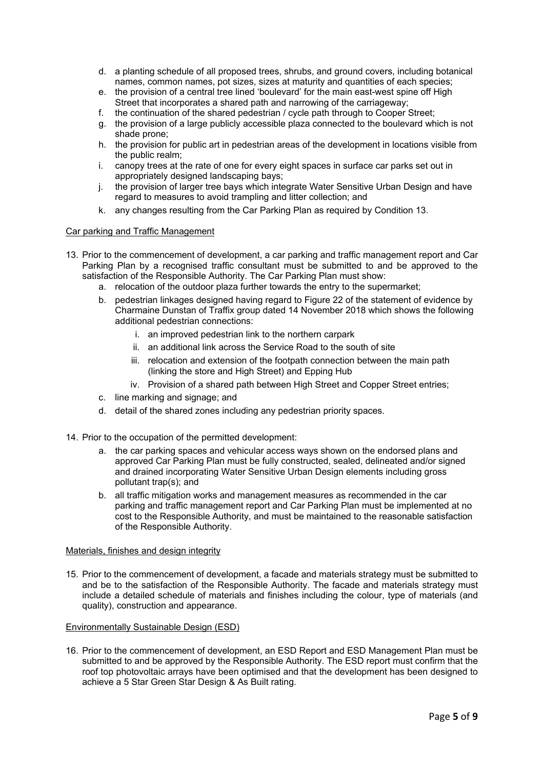d. a planting schedule of all proposed trees, shrubs, and ground covers, including botanical names, common names, pot sizes, sizes at maturity and quantities of each species;
e. the provision of a central tree lined 'boulevard' for the main east-west spine off High Street that incorporates a shared path and narrowing of the carriageway;
f. the continuation of the shared pedestrian / cycle path through to Cooper Street;
g. the provision of a large publicly accessible plaza connected to the boulevard which is not shade prone;
h. the provision for public art in pedestrian areas of the development in locations visible from the public realm;
i. canopy trees at the rate of one for every eight spaces in surface car parks set out in appropriately designed landscaping bays;
j. the provision of larger tree bays which integrate Water Sensitive Urban Design and have regard to measures to avoid trampling and litter collection; and
k. any changes resulting from the Car Parking Plan as required by Condition 13.

Car parking and Traffic Management

13. Prior to the commencement of development, a car parking and traffic management report and Car Parking Plan by a recognised traffic consultant must be submitted to and be approved to the satisfaction of the Responsible Authority. The Car Parking Plan must show:
    a. relocation of the outdoor plaza further towards the entry to the supermarket;
    b. pedestrian linkages designed having regard to Figure 22 of the statement of evidence by Charmaine Dunstan of Traffix group dated 14 November 2018 which shows the following additional pedestrian connections:
        i. an improved pedestrian link to the northern carpark
        ii. an additional link across the Service Road to the south of site
        iii. relocation and extension of the footpath connection between the main path (linking the store and High Street) and Epping Hub
        iv. Provision of a shared path between High Street and Copper Street entries;
    c. line marking and signage; and
    d. detail of the shared zones including any pedestrian priority spaces.

14. Prior to the occupation of the permitted development:
    a. the car parking spaces and vehicular access ways shown on the endorsed plans and approved Car Parking Plan must be fully constructed, sealed, delineated and/or signed and drained incorporating Water Sensitive Urban Design elements including gross pollutant trap(s); and
    b. all traffic mitigation works and management measures as recommended in the car parking and traffic management report and Car Parking Plan must be implemented at no cost to the Responsible Authority, and must be maintained to the reasonable satisfaction of the Responsible Authority.

Materials, finishes and design integrity

15. Prior to the commencement of development, a facade and materials strategy must be submitted to and be to the satisfaction of the Responsible Authority. The facade and materials strategy must include a detailed schedule of materials and finishes including the colour, type of materials (and quality), construction and appearance.

Environmentally Sustainable Design (ESD)

16. Prior to the commencement of development, an ESD Report and ESD Management Plan must be submitted to and be approved by the Responsible Authority. The ESD report must confirm that the roof top photovoltaic arrays have been optimised and that the development has been designed to achieve a 5 Star Green Star Design & As Built rating.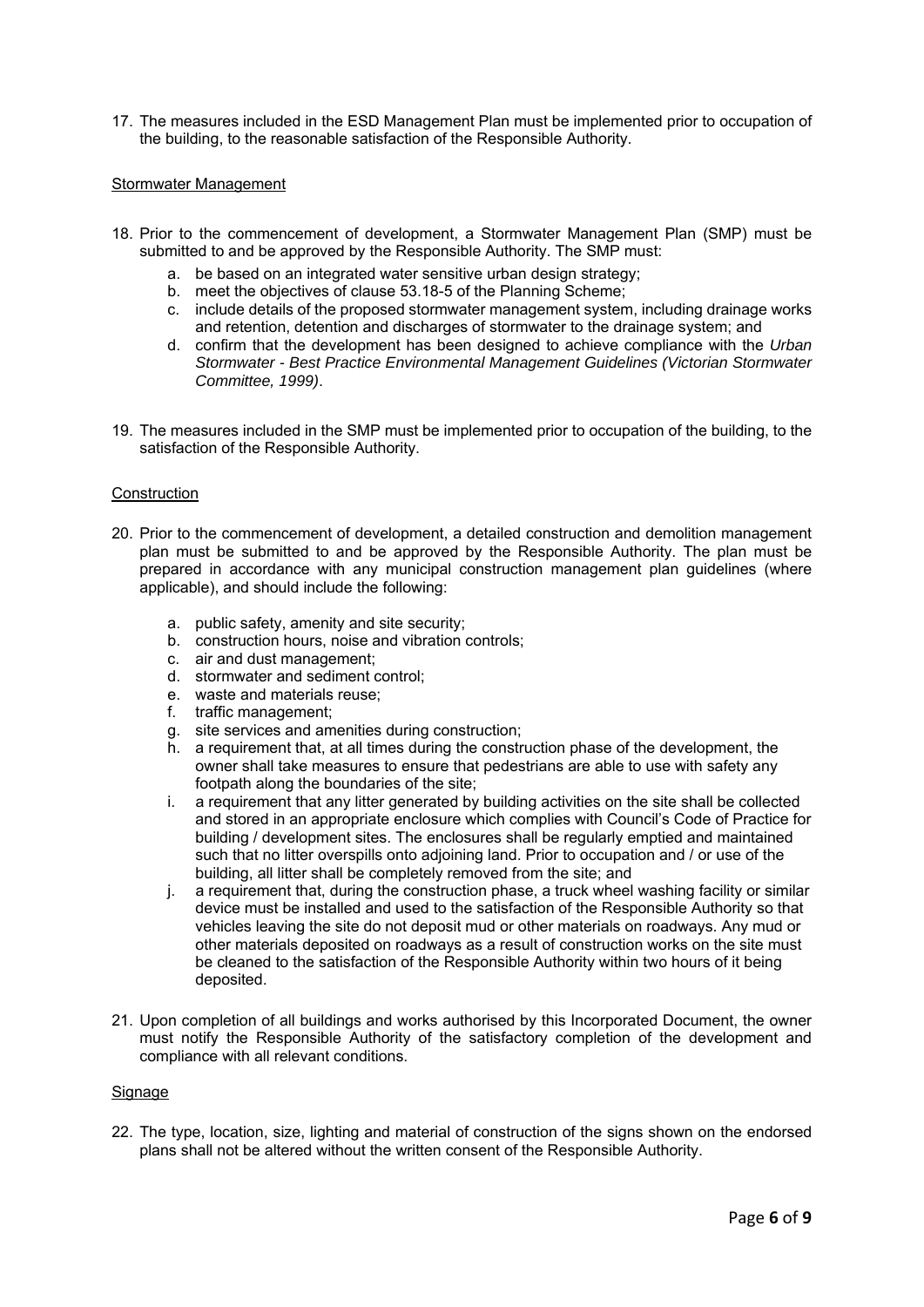17. The measures included in the ESD Management Plan must be implemented prior to occupation of the building, to the reasonable satisfaction of the Responsible Authority.

## Stormwater Management

18. Prior to the commencement of development, a Stormwater Management Plan (SMP) must be submitted to and be approved by the Responsible Authority. The SMP must:
    a. be based on an integrated water sensitive urban design strategy;
    b. meet the objectives of clause 53.18-5 of the Planning Scheme;
    c. include details of the proposed stormwater management system, including drainage works and retention, detention and discharges of stormwater to the drainage system; and
    d. confirm that the development has been designed to achieve compliance with the *Urban Stormwater - Best Practice Environmental Management Guidelines (Victorian Stormwater Committee, 1999)*.

19. The measures included in the SMP must be implemented prior to occupation of the building, to the satisfaction of the Responsible Authority.

## Construction

20. Prior to the commencement of development, a detailed construction and demolition management plan must be submitted to and be approved by the Responsible Authority. The plan must be prepared in accordance with any municipal construction management plan guidelines (where applicable), and should include the following:

    a. public safety, amenity and site security;
    b. construction hours, noise and vibration controls;
    c. air and dust management;
    d. stormwater and sediment control;
    e. waste and materials reuse;
    f. traffic management;
    g. site services and amenities during construction;
    h. a requirement that, at all times during the construction phase of the development, the owner shall take measures to ensure that pedestrians are able to use with safety any footpath along the boundaries of the site;
    i. a requirement that any litter generated by building activities on the site shall be collected and stored in an appropriate enclosure which complies with Council's Code of Practice for building / development sites. The enclosures shall be regularly emptied and maintained such that no litter overspills onto adjoining land. Prior to occupation and / or use of the building, all litter shall be completely removed from the site; and
    j. a requirement that, during the construction phase, a truck wheel washing facility or similar device must be installed and used to the satisfaction of the Responsible Authority so that vehicles leaving the site do not deposit mud or other materials on roadways. Any mud or other materials deposited on roadways as a result of construction works on the site must be cleaned to the satisfaction of the Responsible Authority within two hours of it being deposited.

21. Upon completion of all buildings and works authorised by this Incorporated Document, the owner must notify the Responsible Authority of the satisfactory completion of the development and compliance with all relevant conditions.

## Signage

22. The type, location, size, lighting and material of construction of the signs shown on the endorsed plans shall not be altered without the written consent of the Responsible Authority.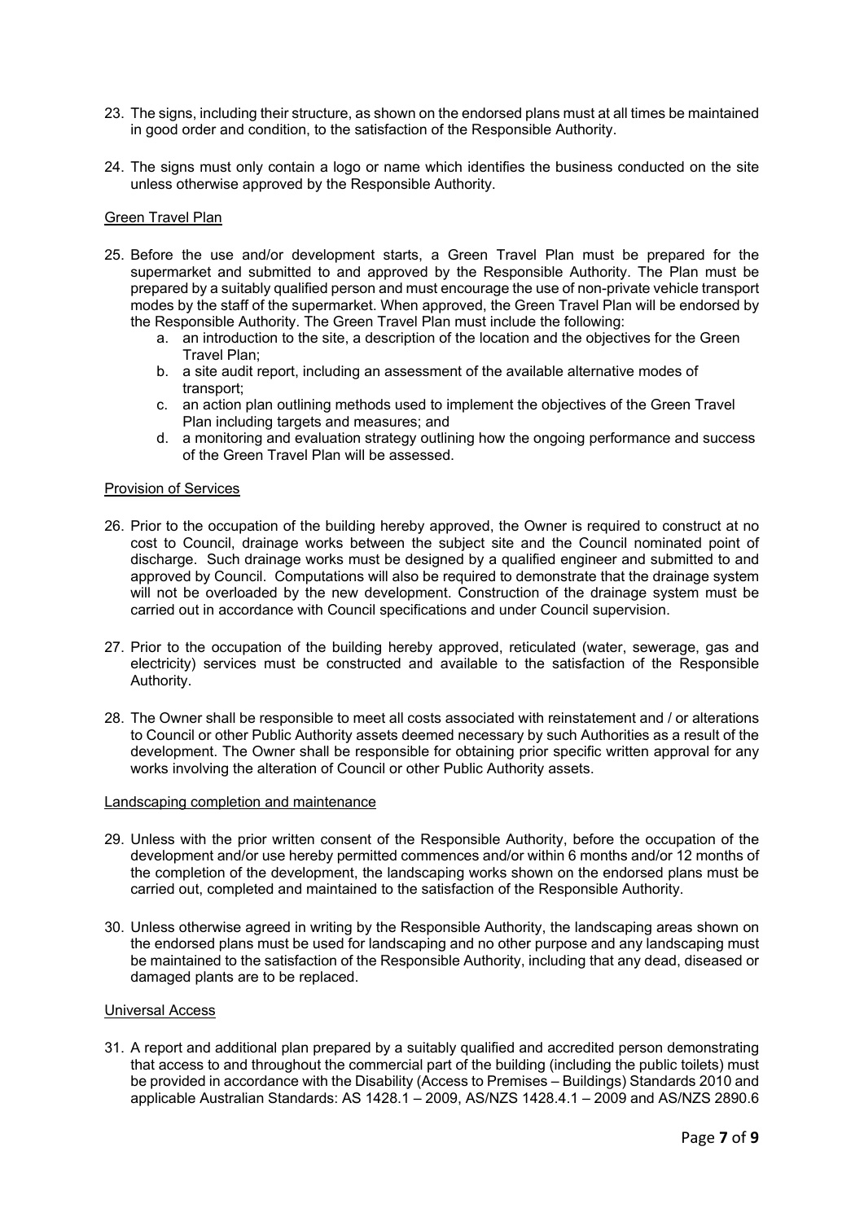23. The signs, including their structure, as shown on the endorsed plans must at all times be maintained in good order and condition, to the satisfaction of the Responsible Authority.

24. The signs must only contain a logo or name which identifies the business conducted on the site unless otherwise approved by the Responsible Authority.

<u>Green Travel Plan</u>

25. Before the use and/or development starts, a Green Travel Plan must be prepared for the supermarket and submitted to and approved by the Responsible Authority. The Plan must be prepared by a suitably qualified person and must encourage the use of non-private vehicle transport modes by the staff of the supermarket. When approved, the Green Travel Plan will be endorsed by the Responsible Authority. The Green Travel Plan must include the following:
    a. an introduction to the site, a description of the location and the objectives for the Green Travel Plan;
    b. a site audit report, including an assessment of the available alternative modes of transport;
    c. an action plan outlining methods used to implement the objectives of the Green Travel Plan including targets and measures; and
    d. a monitoring and evaluation strategy outlining how the ongoing performance and success of the Green Travel Plan will be assessed.

<u>Provision of Services</u>

26. Prior to the occupation of the building hereby approved, the Owner is required to construct at no cost to Council, drainage works between the subject site and the Council nominated point of discharge. Such drainage works must be designed by a qualified engineer and submitted to and approved by Council. Computations will also be required to demonstrate that the drainage system will not be overloaded by the new development. Construction of the drainage system must be carried out in accordance with Council specifications and under Council supervision.

27. Prior to the occupation of the building hereby approved, reticulated (water, sewerage, gas and electricity) services must be constructed and available to the satisfaction of the Responsible Authority.

28. The Owner shall be responsible to meet all costs associated with reinstatement and / or alterations to Council or other Public Authority assets deemed necessary by such Authorities as a result of the development. The Owner shall be responsible for obtaining prior specific written approval for any works involving the alteration of Council or other Public Authority assets.

<u>Landscaping completion and maintenance</u>

29. Unless with the prior written consent of the Responsible Authority, before the occupation of the development and/or use hereby permitted commences and/or within 6 months and/or 12 months of the completion of the development, the landscaping works shown on the endorsed plans must be carried out, completed and maintained to the satisfaction of the Responsible Authority.

30. Unless otherwise agreed in writing by the Responsible Authority, the landscaping areas shown on the endorsed plans must be used for landscaping and no other purpose and any landscaping must be maintained to the satisfaction of the Responsible Authority, including that any dead, diseased or damaged plants are to be replaced.

<u>Universal Access</u>

31. A report and additional plan prepared by a suitably qualified and accredited person demonstrating that access to and throughout the commercial part of the building (including the public toilets) must be provided in accordance with the Disability (Access to Premises – Buildings) Standards 2010 and applicable Australian Standards: AS 1428.1 – 2009, AS/NZS 1428.4.1 – 2009 and AS/NZS 2890.6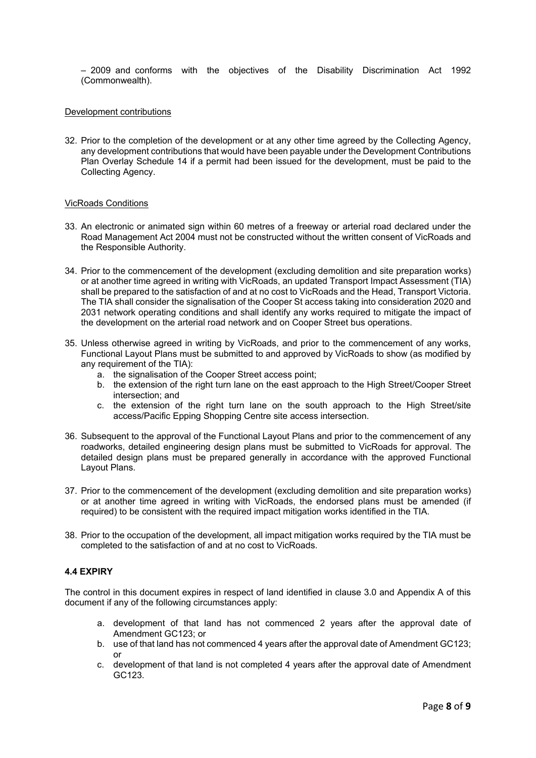– 2009 and conforms with the objectives of the Disability Discrimination Act 1992 (Commonwealth).

Development contributions

32. Prior to the completion of the development or at any other time agreed by the Collecting Agency, any development contributions that would have been payable under the Development Contributions Plan Overlay Schedule 14 if a permit had been issued for the development, must be paid to the Collecting Agency.

VicRoads Conditions

33. An electronic or animated sign within 60 metres of a freeway or arterial road declared under the Road Management Act 2004 must not be constructed without the written consent of VicRoads and the Responsible Authority.

34. Prior to the commencement of the development (excluding demolition and site preparation works) or at another time agreed in writing with VicRoads, an updated Transport Impact Assessment (TIA) shall be prepared to the satisfaction of and at no cost to VicRoads and the Head, Transport Victoria. The TIA shall consider the signalisation of the Cooper St access taking into consideration 2020 and 2031 network operating conditions and shall identify any works required to mitigate the impact of the development on the arterial road network and on Cooper Street bus operations.

35. Unless otherwise agreed in writing by VicRoads, and prior to the commencement of any works, Functional Layout Plans must be submitted to and approved by VicRoads to show (as modified by any requirement of the TIA):
    a. the signalisation of the Cooper Street access point;
    b. the extension of the right turn lane on the east approach to the High Street/Cooper Street intersection; and
    c. the extension of the right turn lane on the south approach to the High Street/site access/Pacific Epping Shopping Centre site access intersection.

36. Subsequent to the approval of the Functional Layout Plans and prior to the commencement of any roadworks, detailed engineering design plans must be submitted to VicRoads for approval. The detailed design plans must be prepared generally in accordance with the approved Functional Layout Plans.

37. Prior to the commencement of the development (excluding demolition and site preparation works) or at another time agreed in writing with VicRoads, the endorsed plans must be amended (if required) to be consistent with the required impact mitigation works identified in the TIA.

38. Prior to the occupation of the development, all impact mitigation works required by the TIA must be completed to the satisfaction of and at no cost to VicRoads.

### 4.4 EXPIRY

The control in this document expires in respect of land identified in clause 3.0 and Appendix A of this document if any of the following circumstances apply:

a. development of that land has not commenced 2 years after the approval date of Amendment GC123; or
b. use of that land has not commenced 4 years after the approval date of Amendment GC123; or
c. development of that land is not completed 4 years after the approval date of Amendment GC123.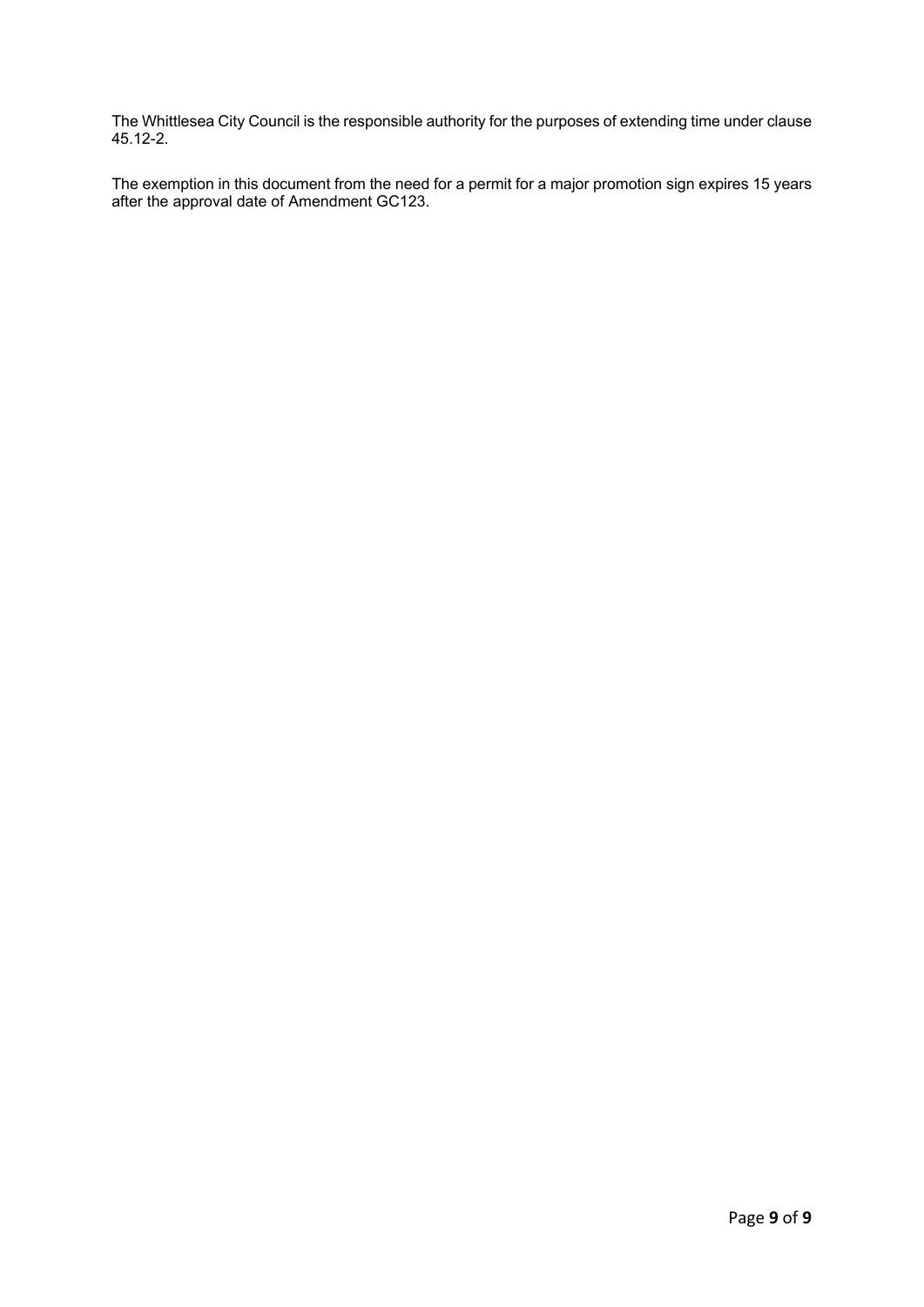The Whittlesea City Council is the responsible authority for the purposes of extending time under clause 45.12-2.

The exemption in this document from the need for a permit for a major promotion sign expires 15 years after the approval date of Amendment GC123.